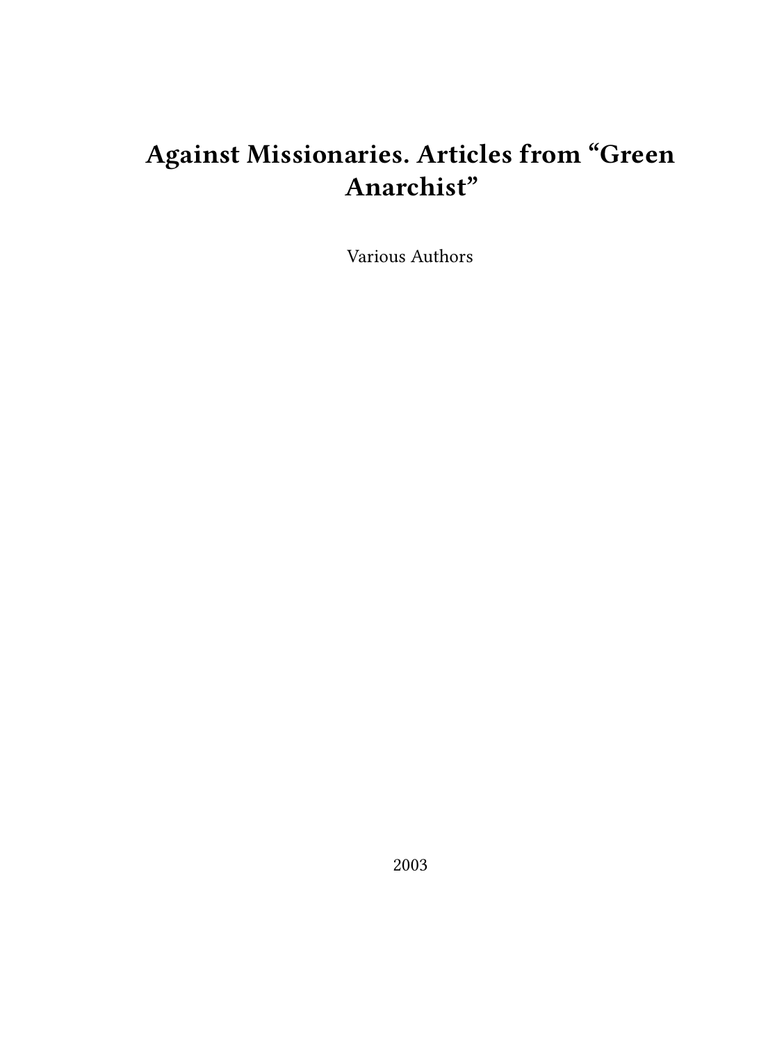# Against Missionaries. Articles from “Green Anarchist”

Various Authors

2003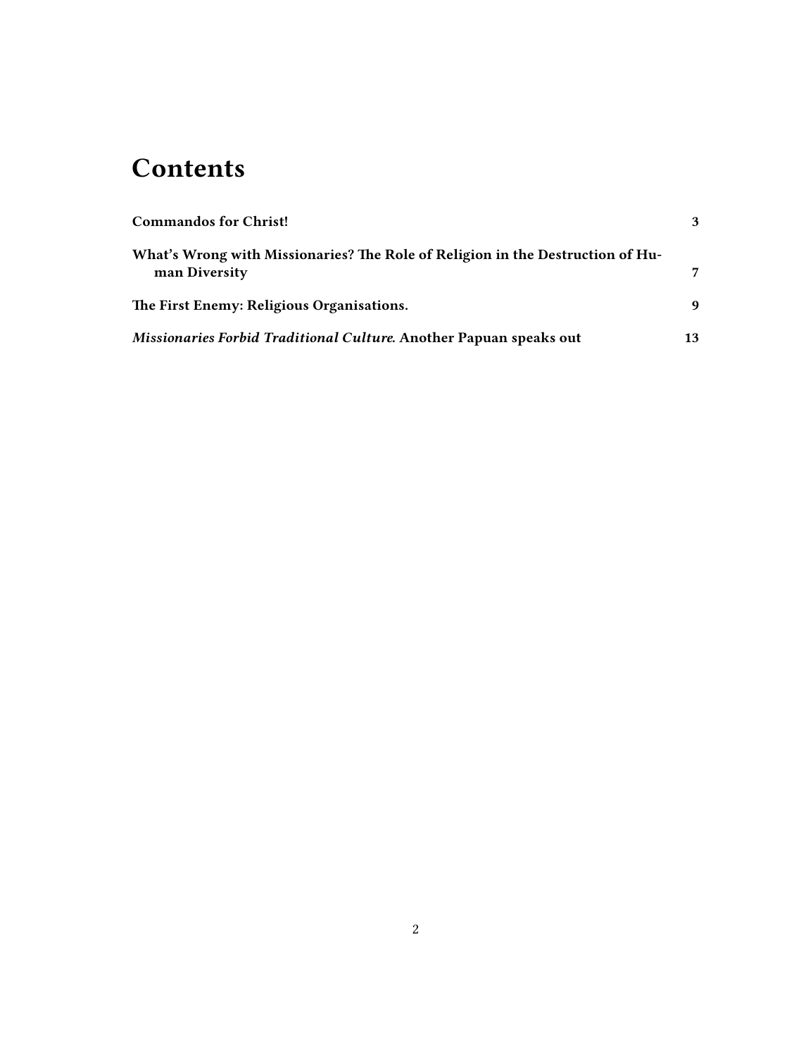# Contents

**Commandos for Christ!** **3**

**What's Wrong with Missionaries? The Role of Religion in the Destruction of Human Diversity** **7**

**The First Enemy: Religious Organisations.** **9**

***Missionaries Forbid Traditional Culture.* Another Papuan speaks out** **13**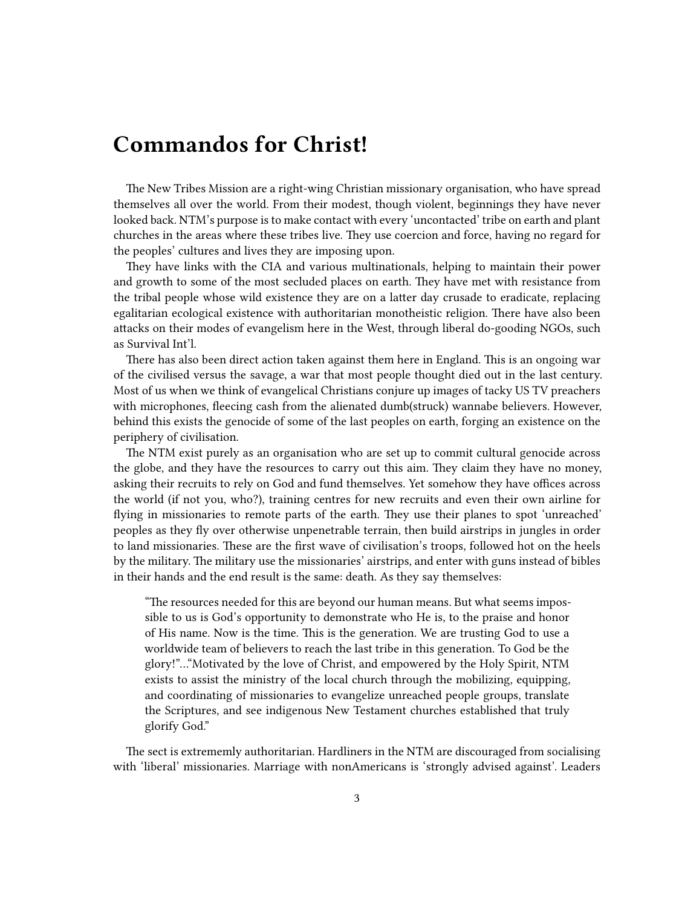# Commandos for Christ!

The New Tribes Mission are a right-wing Christian missionary organisation, who have spread themselves all over the world. From their modest, though violent, beginnings they have never looked back. NTM's purpose is to make contact with every 'uncontacted' tribe on earth and plant churches in the areas where these tribes live. They use coercion and force, having no regard for the peoples' cultures and lives they are imposing upon.

They have links with the CIA and various multinationals, helping to maintain their power and growth to some of the most secluded places on earth. They have met with resistance from the tribal people whose wild existence they are on a latter day crusade to eradicate, replacing egalitarian ecological existence with authoritarian monotheistic religion. There have also been attacks on their modes of evangelism here in the West, through liberal do-gooding NGOs, such as Survival Int'l.

There has also been direct action taken against them here in England. This is an ongoing war of the civilised versus the savage, a war that most people thought died out in the last century. Most of us when we think of evangelical Christians conjure up images of tacky US TV preachers with microphones, fleecing cash from the alienated dumb(struck) wannabe believers. However, behind this exists the genocide of some of the last peoples on earth, forging an existence on the periphery of civilisation.

The NTM exist purely as an organisation who are set up to commit cultural genocide across the globe, and they have the resources to carry out this aim. They claim they have no money, asking their recruits to rely on God and fund themselves. Yet somehow they have offices across the world (if not you, who?), training centres for new recruits and even their own airline for flying in missionaries to remote parts of the earth. They use their planes to spot 'unreached' peoples as they fly over otherwise unpenetrable terrain, then build airstrips in jungles in order to land missionaries. These are the first wave of civilisation's troops, followed hot on the heels by the military. The military use the missionaries' airstrips, and enter with guns instead of bibles in their hands and the end result is the same: death. As they say themselves:

> "The resources needed for this are beyond our human means. But what seems impossible to us is God's opportunity to demonstrate who He is, to the praise and honor of His name. Now is the time. This is the generation. We are trusting God to use a worldwide team of believers to reach the last tribe in this generation. To God be the glory!"…"Motivated by the love of Christ, and empowered by the Holy Spirit, NTM exists to assist the ministry of the local church through the mobilizing, equipping, and coordinating of missionaries to evangelize unreached people groups, translate the Scriptures, and see indigenous New Testament churches established that truly glorify God."

The sect is extrememly authoritarian. Hardliners in the NTM are discouraged from socialising with 'liberal' missionaries. Marriage with nonAmericans is 'strongly advised against'. Leaders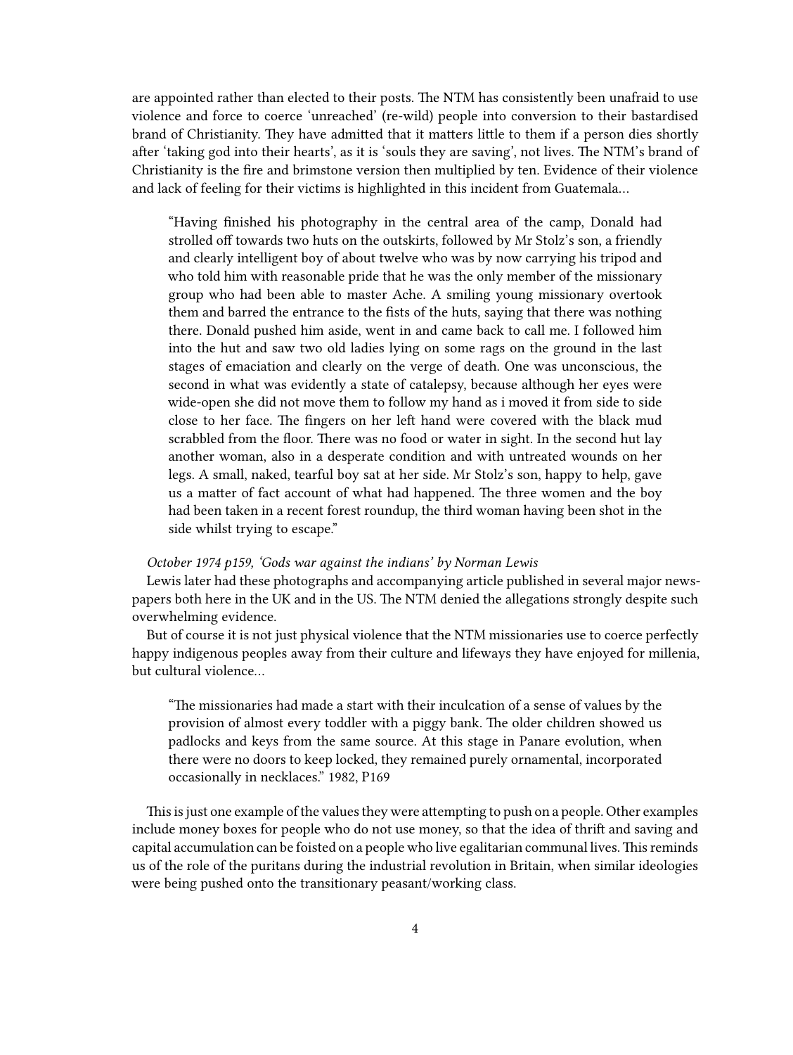are appointed rather than elected to their posts. The NTM has consistently been unafraid to use violence and force to coerce 'unreached' (re-wild) people into conversion to their bastardised brand of Christianity. They have admitted that it matters little to them if a person dies shortly after 'taking god into their hearts', as it is 'souls they are saving', not lives. The NTM's brand of Christianity is the fire and brimstone version then multiplied by ten. Evidence of their violence and lack of feeling for their victims is highlighted in this incident from Guatemala…

> "Having finished his photography in the central area of the camp, Donald had strolled off towards two huts on the outskirts, followed by Mr Stolz's son, a friendly and clearly intelligent boy of about twelve who was by now carrying his tripod and who told him with reasonable pride that he was the only member of the missionary group who had been able to master Ache. A smiling young missionary overtook them and barred the entrance to the fists of the huts, saying that there was nothing there. Donald pushed him aside, went in and came back to call me. I followed him into the hut and saw two old ladies lying on some rags on the ground in the last stages of emaciation and clearly on the verge of death. One was unconscious, the second in what was evidently a state of catalepsy, because although her eyes were wide-open she did not move them to follow my hand as i moved it from side to side close to her face. The fingers on her left hand were covered with the black mud scrabbled from the floor. There was no food or water in sight. In the second hut lay another woman, also in a desperate condition and with untreated wounds on her legs. A small, naked, tearful boy sat at her side. Mr Stolz's son, happy to help, gave us a matter of fact account of what had happened. The three women and the boy had been taken in a recent forest roundup, the third woman having been shot in the side whilst trying to escape."

*October 1974 p159, 'Gods war against the indians' by Norman Lewis*

Lewis later had these photographs and accompanying article published in several major newspapers both here in the UK and in the US. The NTM denied the allegations strongly despite such overwhelming evidence.

But of course it is not just physical violence that the NTM missionaries use to coerce perfectly happy indigenous peoples away from their culture and lifeways they have enjoyed for millenia, but cultural violence…

> "The missionaries had made a start with their inculcation of a sense of values by the provision of almost every toddler with a piggy bank. The older children showed us padlocks and keys from the same source. At this stage in Panare evolution, when there were no doors to keep locked, they remained purely ornamental, incorporated occasionally in necklaces." 1982, P169

This is just one example of the values they were attempting to push on a people. Other examples include money boxes for people who do not use money, so that the idea of thrift and saving and capital accumulation can be foisted on a people who live egalitarian communal lives. This reminds us of the role of the puritans during the industrial revolution in Britain, when similar ideologies were being pushed onto the transitionary peasant/working class.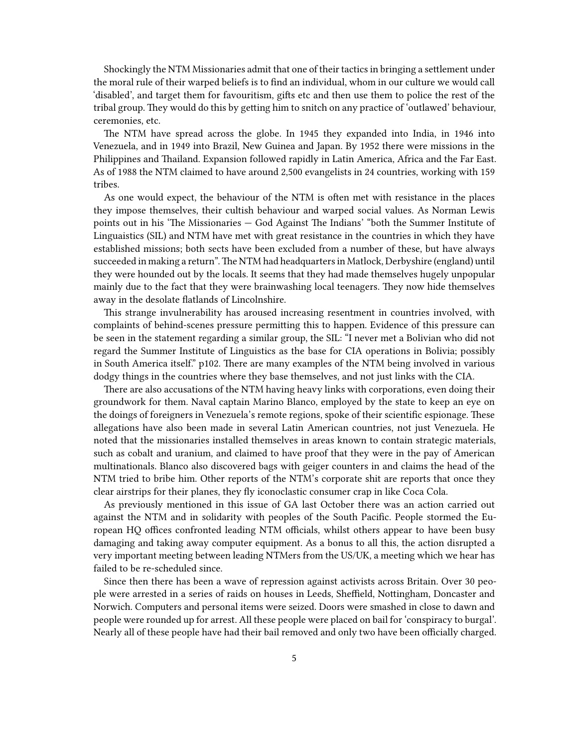Shockingly the NTM Missionaries admit that one of their tactics in bringing a settlement under the moral rule of their warped beliefs is to find an individual, whom in our culture we would call 'disabled', and target them for favouritism, gifts etc and then use them to police the rest of the tribal group. They would do this by getting him to snitch on any practice of 'outlawed' behaviour, ceremonies, etc.

The NTM have spread across the globe. In 1945 they expanded into India, in 1946 into Venezuela, and in 1949 into Brazil, New Guinea and Japan. By 1952 there were missions in the Philippines and Thailand. Expansion followed rapidly in Latin America, Africa and the Far East. As of 1988 the NTM claimed to have around 2,500 evangelists in 24 countries, working with 159 tribes.

As one would expect, the behaviour of the NTM is often met with resistance in the places they impose themselves, their cultish behaviour and warped social values. As Norman Lewis points out in his 'The Missionaries — God Against The Indians' "both the Summer Institute of Linguaistics (SIL) and NTM have met with great resistance in the countries in which they have established missions; both sects have been excluded from a number of these, but have always succeeded in making a return". The NTM had headquarters in Matlock, Derbyshire (england) until they were hounded out by the locals. It seems that they had made themselves hugely unpopular mainly due to the fact that they were brainwashing local teenagers. They now hide themselves away in the desolate flatlands of Lincolnshire.

This strange invulnerability has aroused increasing resentment in countries involved, with complaints of behind-scenes pressure permitting this to happen. Evidence of this pressure can be seen in the statement regarding a similar group, the SIL: "I never met a Bolivian who did not regard the Summer Institute of Linguistics as the base for CIA operations in Bolivia; possibly in South America itself." p102. There are many examples of the NTM being involved in various dodgy things in the countries where they base themselves, and not just links with the CIA.

There are also accusations of the NTM having heavy links with corporations, even doing their groundwork for them. Naval captain Marino Blanco, employed by the state to keep an eye on the doings of foreigners in Venezuela's remote regions, spoke of their scientific espionage. These allegations have also been made in several Latin American countries, not just Venezuela. He noted that the missionaries installed themselves in areas known to contain strategic materials, such as cobalt and uranium, and claimed to have proof that they were in the pay of American multinationals. Blanco also discovered bags with geiger counters in and claims the head of the NTM tried to bribe him. Other reports of the NTM's corporate shit are reports that once they clear airstrips for their planes, they fly iconoclastic consumer crap in like Coca Cola.

As previously mentioned in this issue of GA last October there was an action carried out against the NTM and in solidarity with peoples of the South Pacific. People stormed the European HQ offices confronted leading NTM officials, whilst others appear to have been busy damaging and taking away computer equipment. As a bonus to all this, the action disrupted a very important meeting between leading NTMers from the US/UK, a meeting which we hear has failed to be re-scheduled since.

Since then there has been a wave of repression against activists across Britain. Over 30 people were arrested in a series of raids on houses in Leeds, Sheffield, Nottingham, Doncaster and Norwich. Computers and personal items were seized. Doors were smashed in close to dawn and people were rounded up for arrest. All these people were placed on bail for 'conspiracy to burgal'. Nearly all of these people have had their bail removed and only two have been officially charged.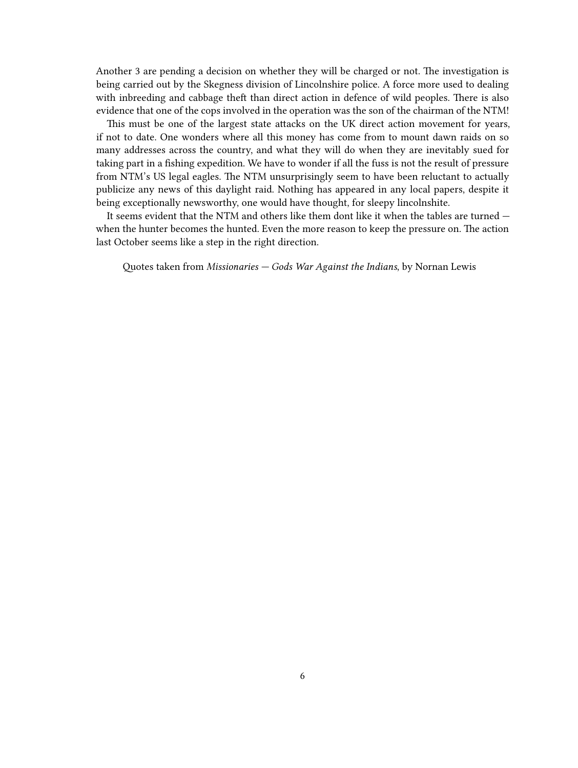Another 3 are pending a decision on whether they will be charged or not. The investigation is being carried out by the Skegness division of Lincolnshire police. A force more used to dealing with inbreeding and cabbage theft than direct action in defence of wild peoples. There is also evidence that one of the cops involved in the operation was the son of the chairman of the NTM!

This must be one of the largest state attacks on the UK direct action movement for years, if not to date. One wonders where all this money has come from to mount dawn raids on so many addresses across the country, and what they will do when they are inevitably sued for taking part in a fishing expedition. We have to wonder if all the fuss is not the result of pressure from NTM's US legal eagles. The NTM unsurprisingly seem to have been reluctant to actually publicize any news of this daylight raid. Nothing has appeared in any local papers, despite it being exceptionally newsworthy, one would have thought, for sleepy lincolnshite.

It seems evident that the NTM and others like them dont like it when the tables are turned — when the hunter becomes the hunted. Even the more reason to keep the pressure on. The action last October seems like a step in the right direction.

Quotes taken from *Missionaries — Gods War Against the Indians*, by Nornan Lewis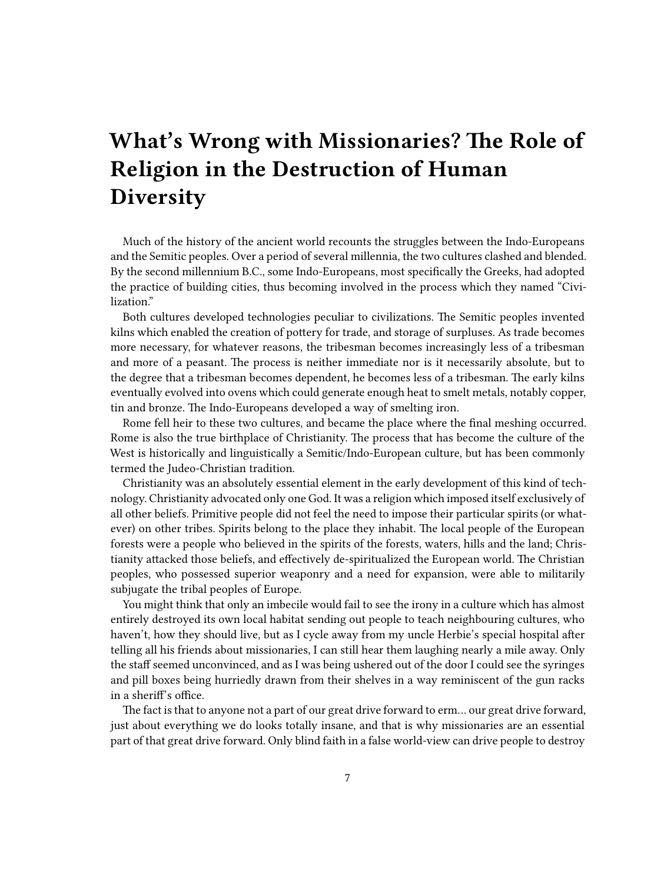# What's Wrong with Missionaries? The Role of Religion in the Destruction of Human Diversity

Much of the history of the ancient world recounts the struggles between the Indo-Europeans and the Semitic peoples. Over a period of several millennia, the two cultures clashed and blended. By the second millennium B.C., some Indo-Europeans, most specifically the Greeks, had adopted the practice of building cities, thus becoming involved in the process which they named "Civilization."

Both cultures developed technologies peculiar to civilizations. The Semitic peoples invented kilns which enabled the creation of pottery for trade, and storage of surpluses. As trade becomes more necessary, for whatever reasons, the tribesman becomes increasingly less of a tribesman and more of a peasant. The process is neither immediate nor is it necessarily absolute, but to the degree that a tribesman becomes dependent, he becomes less of a tribesman. The early kilns eventually evolved into ovens which could generate enough heat to smelt metals, notably copper, tin and bronze. The Indo-Europeans developed a way of smelting iron.

Rome fell heir to these two cultures, and became the place where the final meshing occurred. Rome is also the true birthplace of Christianity. The process that has become the culture of the West is historically and linguistically a Semitic/Indo-European culture, but has been commonly termed the Judeo-Christian tradition.

Christianity was an absolutely essential element in the early development of this kind of technology. Christianity advocated only one God. It was a religion which imposed itself exclusively of all other beliefs. Primitive people did not feel the need to impose their particular spirits (or whatever) on other tribes. Spirits belong to the place they inhabit. The local people of the European forests were a people who believed in the spirits of the forests, waters, hills and the land; Christianity attacked those beliefs, and effectively de-spiritualized the European world. The Christian peoples, who possessed superior weaponry and a need for expansion, were able to militarily subjugate the tribal peoples of Europe.

You might think that only an imbecile would fail to see the irony in a culture which has almost entirely destroyed its own local habitat sending out people to teach neighbouring cultures, who haven't, how they should live, but as I cycle away from my uncle Herbie's special hospital after telling all his friends about missionaries, I can still hear them laughing nearly a mile away. Only the staff seemed unconvinced, and as I was being ushered out of the door I could see the syringes and pill boxes being hurriedly drawn from their shelves in a way reminiscent of the gun racks in a sheriff's office.

The fact is that to anyone not a part of our great drive forward to erm… our great drive forward, just about everything we do looks totally insane, and that is why missionaries are an essential part of that great drive forward. Only blind faith in a false world-view can drive people to destroy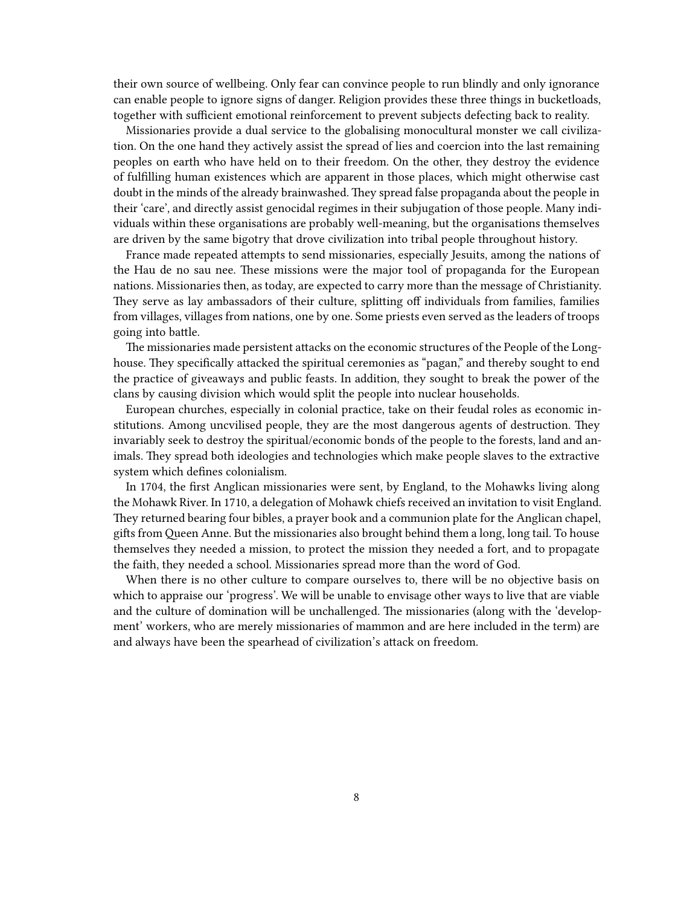their own source of wellbeing. Only fear can convince people to run blindly and only ignorance can enable people to ignore signs of danger. Religion provides these three things in bucketloads, together with sufficient emotional reinforcement to prevent subjects defecting back to reality.

Missionaries provide a dual service to the globalising monocultural monster we call civilization. On the one hand they actively assist the spread of lies and coercion into the last remaining peoples on earth who have held on to their freedom. On the other, they destroy the evidence of fulfilling human existences which are apparent in those places, which might otherwise cast doubt in the minds of the already brainwashed. They spread false propaganda about the people in their 'care', and directly assist genocidal regimes in their subjugation of those people. Many individuals within these organisations are probably well-meaning, but the organisations themselves are driven by the same bigotry that drove civilization into tribal people throughout history.

France made repeated attempts to send missionaries, especially Jesuits, among the nations of the Hau de no sau nee. These missions were the major tool of propaganda for the European nations. Missionaries then, as today, are expected to carry more than the message of Christianity. They serve as lay ambassadors of their culture, splitting off individuals from families, families from villages, villages from nations, one by one. Some priests even served as the leaders of troops going into battle.

The missionaries made persistent attacks on the economic structures of the People of the Longhouse. They specifically attacked the spiritual ceremonies as "pagan," and thereby sought to end the practice of giveaways and public feasts. In addition, they sought to break the power of the clans by causing division which would split the people into nuclear households.

European churches, especially in colonial practice, take on their feudal roles as economic institutions. Among uncvilised people, they are the most dangerous agents of destruction. They invariably seek to destroy the spiritual/economic bonds of the people to the forests, land and animals. They spread both ideologies and technologies which make people slaves to the extractive system which defines colonialism.

In 1704, the first Anglican missionaries were sent, by England, to the Mohawks living along the Mohawk River. In 1710, a delegation of Mohawk chiefs received an invitation to visit England. They returned bearing four bibles, a prayer book and a communion plate for the Anglican chapel, gifts from Queen Anne. But the missionaries also brought behind them a long, long tail. To house themselves they needed a mission, to protect the mission they needed a fort, and to propagate the faith, they needed a school. Missionaries spread more than the word of God.

When there is no other culture to compare ourselves to, there will be no objective basis on which to appraise our 'progress'. We will be unable to envisage other ways to live that are viable and the culture of domination will be unchallenged. The missionaries (along with the 'development' workers, who are merely missionaries of mammon and are here included in the term) are and always have been the spearhead of civilization's attack on freedom.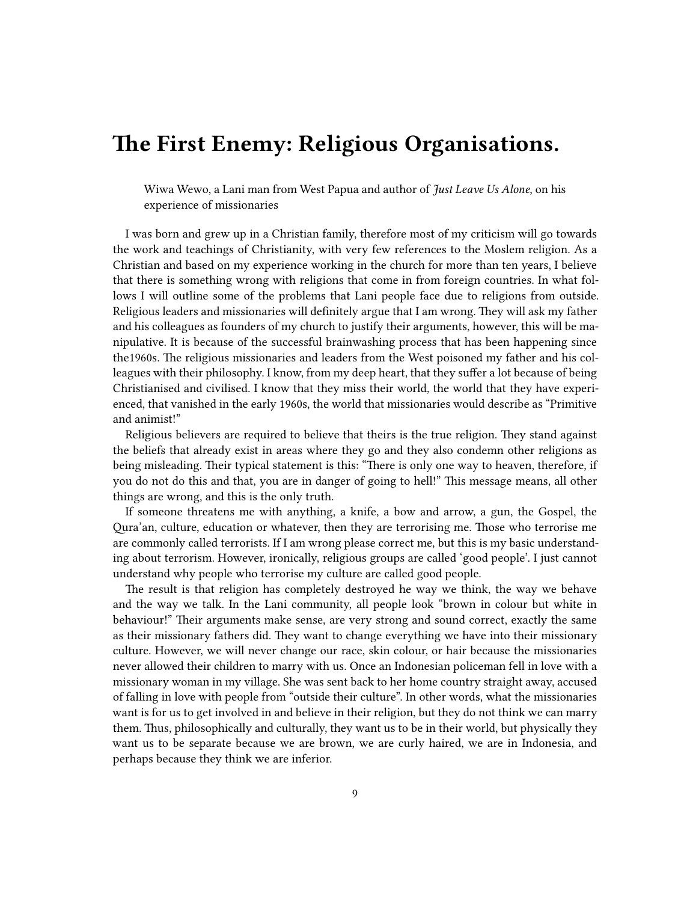# The First Enemy: Religious Organisations.

> Wiwa Wewo, a Lani man from West Papua and author of *Just Leave Us Alone*, on his experience of missionaries

I was born and grew up in a Christian family, therefore most of my criticism will go towards the work and teachings of Christianity, with very few references to the Moslem religion. As a Christian and based on my experience working in the church for more than ten years, I believe that there is something wrong with religions that come in from foreign countries. In what follows I will outline some of the problems that Lani people face due to religions from outside. Religious leaders and missionaries will definitely argue that I am wrong. They will ask my father and his colleagues as founders of my church to justify their arguments, however, this will be manipulative. It is because of the successful brainwashing process that has been happening since the1960s. The religious missionaries and leaders from the West poisoned my father and his colleagues with their philosophy. I know, from my deep heart, that they suffer a lot because of being Christianised and civilised. I know that they miss their world, the world that they have experienced, that vanished in the early 1960s, the world that missionaries would describe as "Primitive and animist!"

Religious believers are required to believe that theirs is the true religion. They stand against the beliefs that already exist in areas where they go and they also condemn other religions as being misleading. Their typical statement is this: "There is only one way to heaven, therefore, if you do not do this and that, you are in danger of going to hell!" This message means, all other things are wrong, and this is the only truth.

If someone threatens me with anything, a knife, a bow and arrow, a gun, the Gospel, the Qura'an, culture, education or whatever, then they are terrorising me. Those who terrorise me are commonly called terrorists. If I am wrong please correct me, but this is my basic understanding about terrorism. However, ironically, religious groups are called 'good people'. I just cannot understand why people who terrorise my culture are called good people.

The result is that religion has completely destroyed he way we think, the way we behave and the way we talk. In the Lani community, all people look "brown in colour but white in behaviour!" Their arguments make sense, are very strong and sound correct, exactly the same as their missionary fathers did. They want to change everything we have into their missionary culture. However, we will never change our race, skin colour, or hair because the missionaries never allowed their children to marry with us. Once an Indonesian policeman fell in love with a missionary woman in my village. She was sent back to her home country straight away, accused of falling in love with people from "outside their culture". In other words, what the missionaries want is for us to get involved in and believe in their religion, but they do not think we can marry them. Thus, philosophically and culturally, they want us to be in their world, but physically they want us to be separate because we are brown, we are curly haired, we are in Indonesia, and perhaps because they think we are inferior.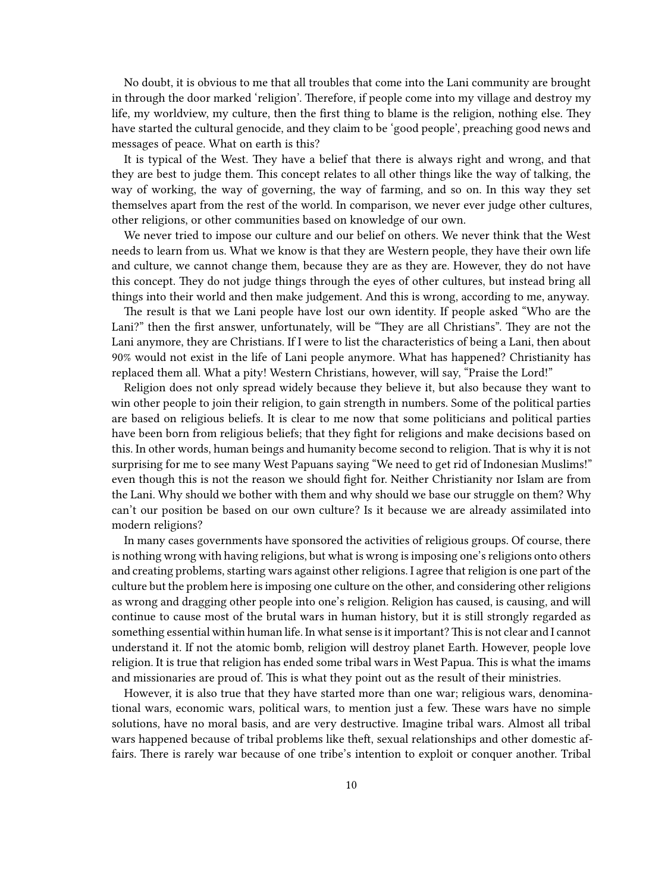No doubt, it is obvious to me that all troubles that come into the Lani community are brought in through the door marked 'religion'. Therefore, if people come into my village and destroy my life, my worldview, my culture, then the first thing to blame is the religion, nothing else. They have started the cultural genocide, and they claim to be 'good people', preaching good news and messages of peace. What on earth is this?

It is typical of the West. They have a belief that there is always right and wrong, and that they are best to judge them. This concept relates to all other things like the way of talking, the way of working, the way of governing, the way of farming, and so on. In this way they set themselves apart from the rest of the world. In comparison, we never ever judge other cultures, other religions, or other communities based on knowledge of our own.

We never tried to impose our culture and our belief on others. We never think that the West needs to learn from us. What we know is that they are Western people, they have their own life and culture, we cannot change them, because they are as they are. However, they do not have this concept. They do not judge things through the eyes of other cultures, but instead bring all things into their world and then make judgement. And this is wrong, according to me, anyway.

The result is that we Lani people have lost our own identity. If people asked "Who are the Lani?" then the first answer, unfortunately, will be "They are all Christians". They are not the Lani anymore, they are Christians. If I were to list the characteristics of being a Lani, then about 90% would not exist in the life of Lani people anymore. What has happened? Christianity has replaced them all. What a pity! Western Christians, however, will say, "Praise the Lord!"

Religion does not only spread widely because they believe it, but also because they want to win other people to join their religion, to gain strength in numbers. Some of the political parties are based on religious beliefs. It is clear to me now that some politicians and political parties have been born from religious beliefs; that they fight for religions and make decisions based on this. In other words, human beings and humanity become second to religion. That is why it is not surprising for me to see many West Papuans saying "We need to get rid of Indonesian Muslims!" even though this is not the reason we should fight for. Neither Christianity nor Islam are from the Lani. Why should we bother with them and why should we base our struggle on them? Why can't our position be based on our own culture? Is it because we are already assimilated into modern religions?

In many cases governments have sponsored the activities of religious groups. Of course, there is nothing wrong with having religions, but what is wrong is imposing one's religions onto others and creating problems, starting wars against other religions. I agree that religion is one part of the culture but the problem here is imposing one culture on the other, and considering other religions as wrong and dragging other people into one's religion. Religion has caused, is causing, and will continue to cause most of the brutal wars in human history, but it is still strongly regarded as something essential within human life. In what sense is it important? This is not clear and I cannot understand it. If not the atomic bomb, religion will destroy planet Earth. However, people love religion. It is true that religion has ended some tribal wars in West Papua. This is what the imams and missionaries are proud of. This is what they point out as the result of their ministries.

However, it is also true that they have started more than one war; religious wars, denominational wars, economic wars, political wars, to mention just a few. These wars have no simple solutions, have no moral basis, and are very destructive. Imagine tribal wars. Almost all tribal wars happened because of tribal problems like theft, sexual relationships and other domestic affairs. There is rarely war because of one tribe's intention to exploit or conquer another. Tribal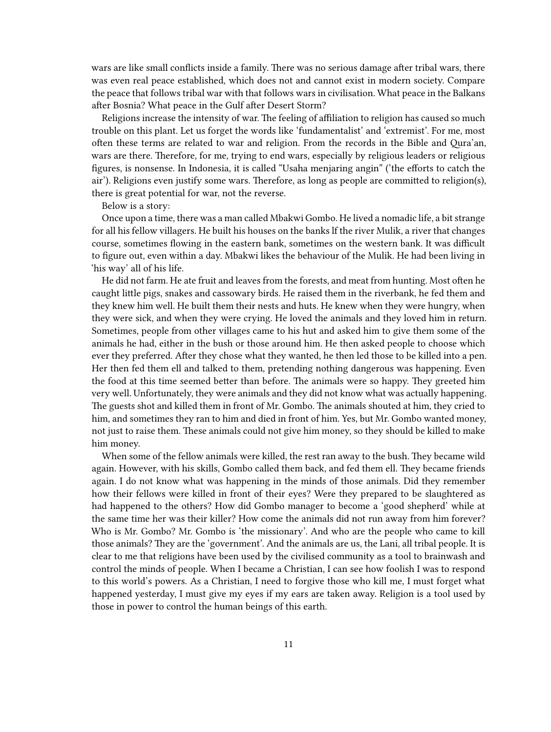wars are like small conflicts inside a family. There was no serious damage after tribal wars, there was even real peace established, which does not and cannot exist in modern society. Compare the peace that follows tribal war with that follows wars in civilisation. What peace in the Balkans after Bosnia? What peace in the Gulf after Desert Storm?

Religions increase the intensity of war. The feeling of affiliation to religion has caused so much trouble on this plant. Let us forget the words like 'fundamentalist' and 'extremist'. For me, most often these terms are related to war and religion. From the records in the Bible and Qura'an, wars are there. Therefore, for me, trying to end wars, especially by religious leaders or religious figures, is nonsense. In Indonesia, it is called "Usaha menjaring angin" ('the efforts to catch the air'). Religions even justify some wars. Therefore, as long as people are committed to religion(s), there is great potential for war, not the reverse.

Below is a story:

Once upon a time, there was a man called Mbakwi Gombo. He lived a nomadic life, a bit strange for all his fellow villagers. He built his houses on the banks lf the river Mulik, a river that changes course, sometimes flowing in the eastern bank, sometimes on the western bank. It was difficult to figure out, even within a day. Mbakwi likes the behaviour of the Mulik. He had been living in 'his way' all of his life.

He did not farm. He ate fruit and leaves from the forests, and meat from hunting. Most often he caught little pigs, snakes and cassowary birds. He raised them in the riverbank, he fed them and they knew him well. He built them their nests and huts. He knew when they were hungry, when they were sick, and when they were crying. He loved the animals and they loved him in return. Sometimes, people from other villages came to his hut and asked him to give them some of the animals he had, either in the bush or those around him. He then asked people to choose which ever they preferred. After they chose what they wanted, he then led those to be killed into a pen. Her then fed them ell and talked to them, pretending nothing dangerous was happening. Even the food at this time seemed better than before. The animals were so happy. They greeted him very well. Unfortunately, they were animals and they did not know what was actually happening. The guests shot and killed them in front of Mr. Gombo. The animals shouted at him, they cried to him, and sometimes they ran to him and died in front of him. Yes, but Mr. Gombo wanted money, not just to raise them. These animals could not give him money, so they should be killed to make him money.

When some of the fellow animals were killed, the rest ran away to the bush. They became wild again. However, with his skills, Gombo called them back, and fed them ell. They became friends again. I do not know what was happening in the minds of those animals. Did they remember how their fellows were killed in front of their eyes? Were they prepared to be slaughtered as had happened to the others? How did Gombo manager to become a 'good shepherd' while at the same time her was their killer? How come the animals did not run away from him forever? Who is Mr. Gombo? Mr. Gombo is 'the missionary'. And who are the people who came to kill those animals? They are the 'government'. And the animals are us, the Lani, all tribal people. It is clear to me that religions have been used by the civilised community as a tool to brainwash and control the minds of people. When I became a Christian, I can see how foolish I was to respond to this world's powers. As a Christian, I need to forgive those who kill me, I must forget what happened yesterday, I must give my eyes if my ears are taken away. Religion is a tool used by those in power to control the human beings of this earth.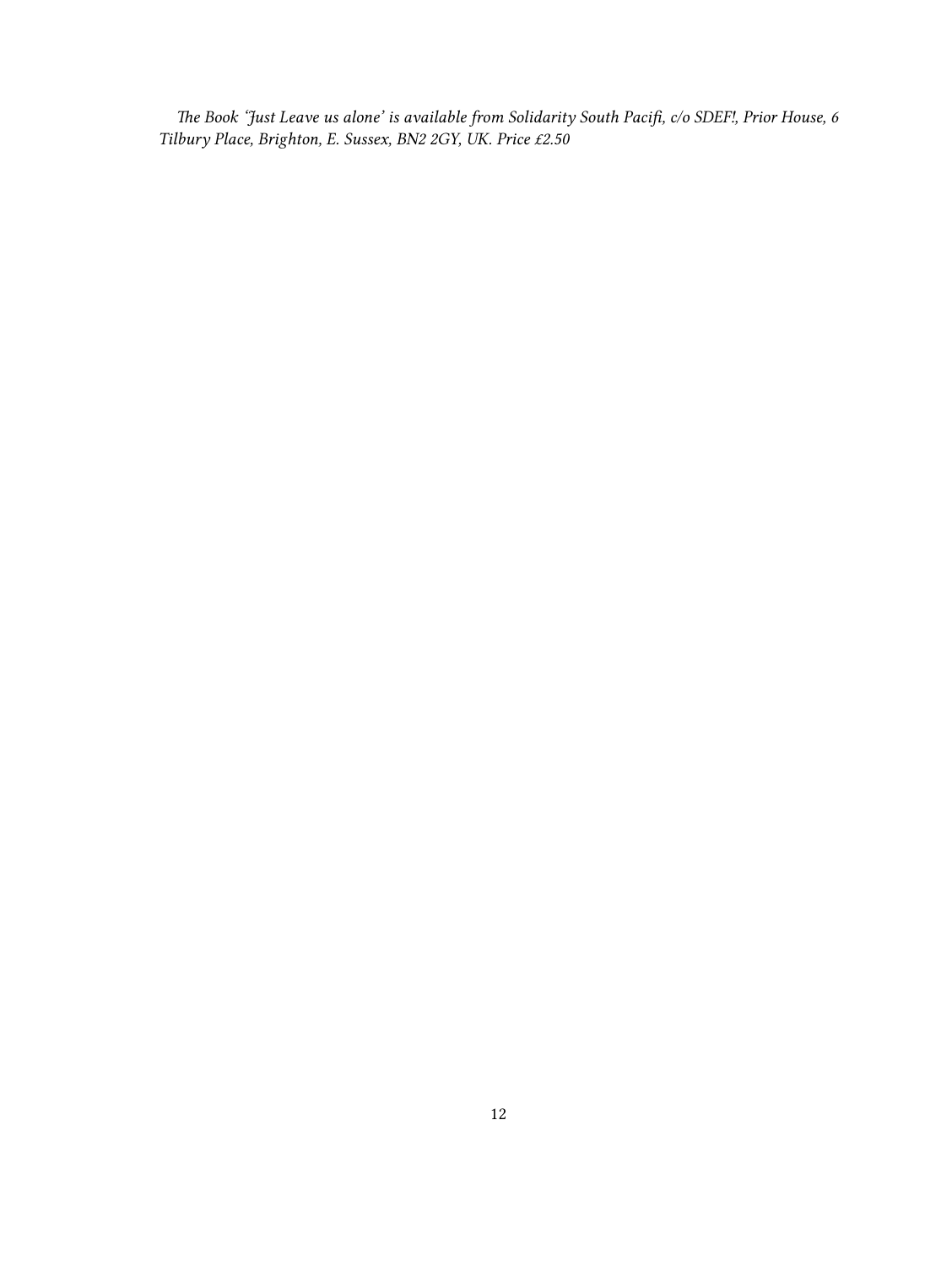*The Book 'Just Leave us alone' is available from Solidarity South Pacifi, c/o SDEF!, Prior House, 6 Tilbury Place, Brighton, E. Sussex, BN2 2GY, UK. Price £2.50*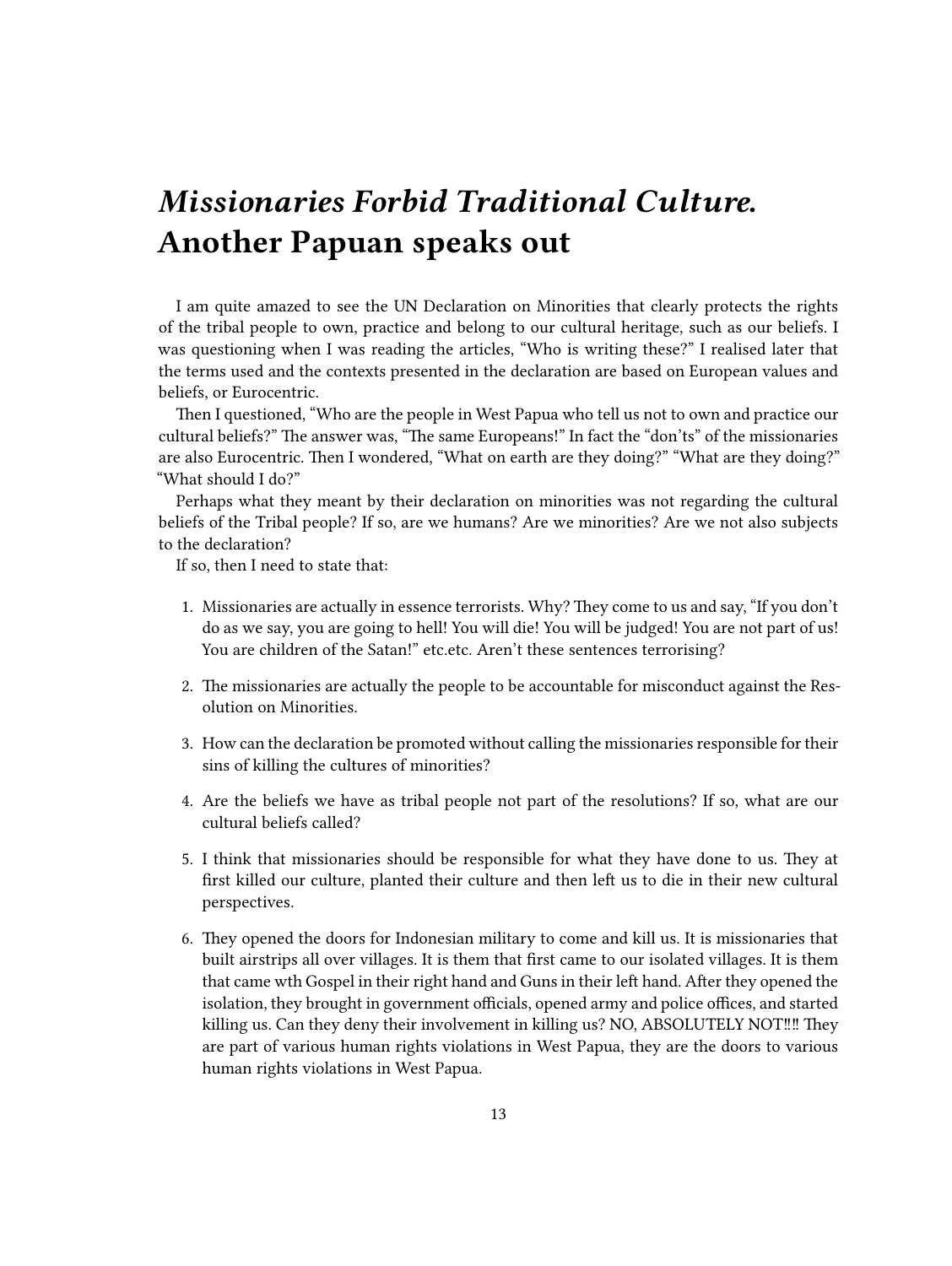# *Missionaries Forbid Traditional Culture.* Another Papuan speaks out

I am quite amazed to see the UN Declaration on Minorities that clearly protects the rights of the tribal people to own, practice and belong to our cultural heritage, such as our beliefs. I was questioning when I was reading the articles, "Who is writing these?" I realised later that the terms used and the contexts presented in the declaration are based on European values and beliefs, or Eurocentric.

Then I questioned, "Who are the people in West Papua who tell us not to own and practice our cultural beliefs?" The answer was, "The same Europeans!" In fact the "don'ts" of the missionaries are also Eurocentric. Then I wondered, "What on earth are they doing?" "What are they doing?" "What should I do?"

Perhaps what they meant by their declaration on minorities was not regarding the cultural beliefs of the Tribal people? If so, are we humans? Are we minorities? Are we not also subjects to the declaration?

If so, then I need to state that:

1. Missionaries are actually in essence terrorists. Why? They come to us and say, "If you don't do as we say, you are going to hell! You will die! You will be judged! You are not part of us! You are children of the Satan!" etc.etc. Aren't these sentences terrorising?

2. The missionaries are actually the people to be accountable for misconduct against the Resolution on Minorities.

3. How can the declaration be promoted without calling the missionaries responsible for their sins of killing the cultures of minorities?

4. Are the beliefs we have as tribal people not part of the resolutions? If so, what are our cultural beliefs called?

5. I think that missionaries should be responsible for what they have done to us. They at first killed our culture, planted their culture and then left us to die in their new cultural perspectives.

6. They opened the doors for Indonesian military to come and kill us. It is missionaries that built airstrips all over villages. It is them that first came to our isolated villages. It is them that came wth Gospel in their right hand and Guns in their left hand. After they opened the isolation, they brought in government officials, opened army and police offices, and started killing us. Can they deny their involvement in killing us? NO, ABSOLUTELY NOT!!!! They are part of various human rights violations in West Papua, they are the doors to various human rights violations in West Papua.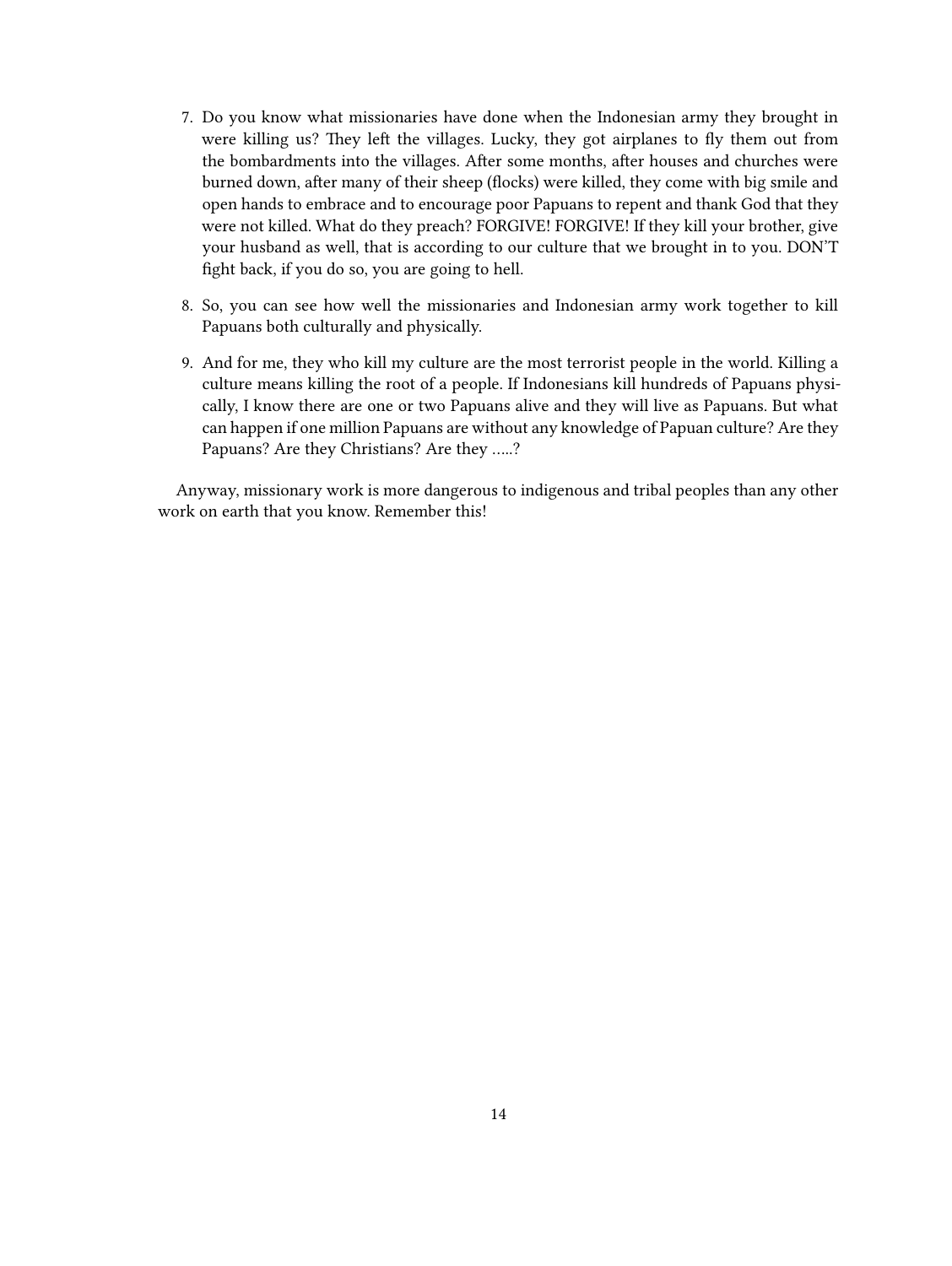7. Do you know what missionaries have done when the Indonesian army they brought in were killing us? They left the villages. Lucky, they got airplanes to fly them out from the bombardments into the villages. After some months, after houses and churches were burned down, after many of their sheep (flocks) were killed, they come with big smile and open hands to embrace and to encourage poor Papuans to repent and thank God that they were not killed. What do they preach? FORGIVE! FORGIVE! If they kill your brother, give your husband as well, that is according to our culture that we brought in to you. DON'T fight back, if you do so, you are going to hell.

8. So, you can see how well the missionaries and Indonesian army work together to kill Papuans both culturally and physically.

9. And for me, they who kill my culture are the most terrorist people in the world. Killing a culture means killing the root of a people. If Indonesians kill hundreds of Papuans physically, I know there are one or two Papuans alive and they will live as Papuans. But what can happen if one million Papuans are without any knowledge of Papuan culture? Are they Papuans? Are they Christians? Are they …..?

Anyway, missionary work is more dangerous to indigenous and tribal peoples than any other work on earth that you know. Remember this!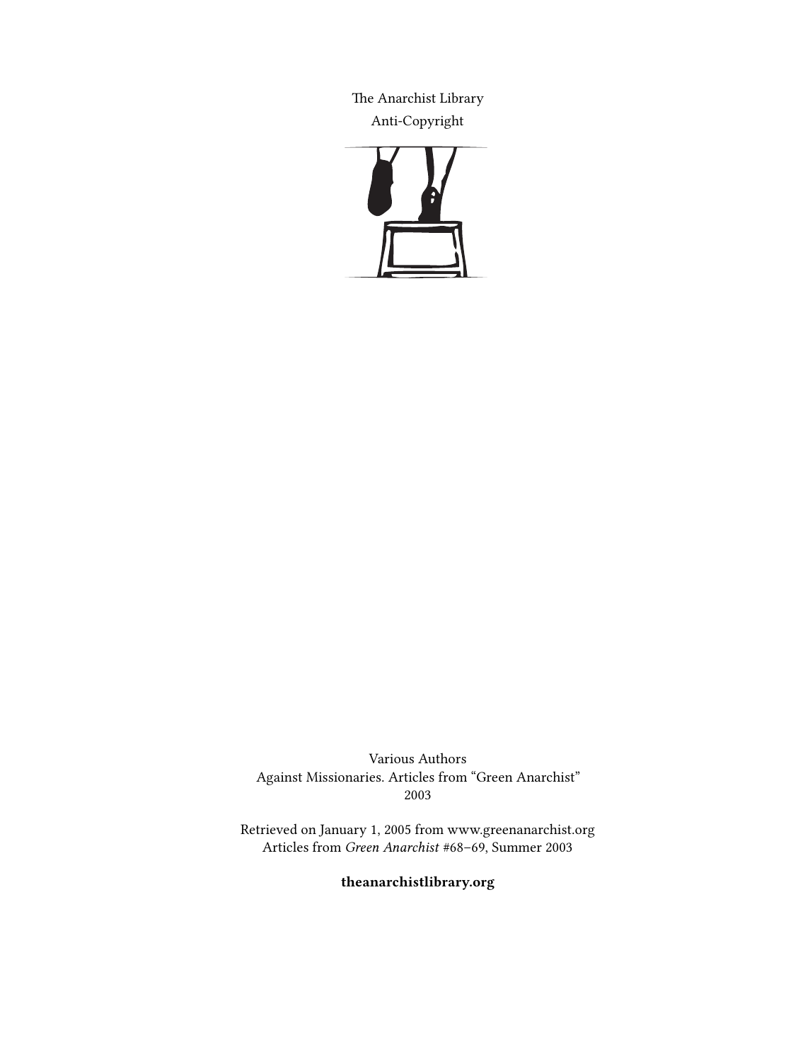The Anarchist Library
Anti-Copyright

Various Authors
Against Missionaries. Articles from "Green Anarchist"
2003

Retrieved on January 1, 2005 from www.greenanarchist.org
Articles from *Green Anarchist* #68–69, Summer 2003

**theanarchistlibrary.org**